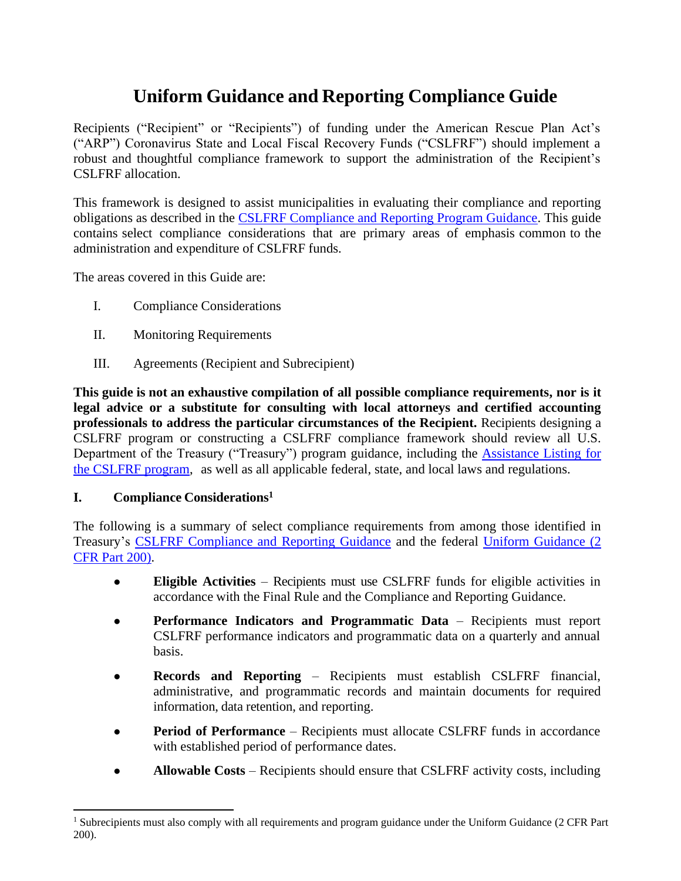# Uniform Guidance and Reporting Compliance Guide

Recipients ("Recipient" or "Recipients") of funding under the American Rescue Plan Act's ("ARP") Coronavirus State and Local Fiscal Recovery Funds ("CSLFRF") should implement a robust and thoughtful compliance framework to support the administration of the Recipient's CSLFRF allocation.

This framework is designed to assist municipalities in evaluating their compliance and reporting obligations as described in the [CSLFRF Compliance and Reporting Program Guidance](). This guide contains select compliance considerations that are primary areas of emphasis common to the administration and expenditure of CSLFRF funds.

The areas covered in this Guide are:

I. Compliance Considerations

II. Monitoring Requirements

III. Agreements (Recipient and Subrecipient)

**This guide is not an exhaustive compilation of all possible compliance requirements, nor is it legal advice or a substitute for consulting with local attorneys and certified accounting professionals to address the particular circumstances of the Recipient.** Recipients designing a CSLFRF program or constructing a CSLFRF compliance framework should review all U.S. Department of the Treasury ("Treasury") program guidance, including the [Assistance Listing for the CSLFRF program](), as well as all applicable federal, state, and local laws and regulations.

## I. Compliance Considerations[1]

The following is a summary of select compliance requirements from among those identified in Treasury's [CSLFRF Compliance and Reporting Guidance]() and the federal [Uniform Guidance (2 CFR Part 200)]().

- **Eligible Activities** – Recipients must use CSLFRF funds for eligible activities in accordance with the Final Rule and the Compliance and Reporting Guidance.
- **Performance Indicators and Programmatic Data** – Recipients must report CSLFRF performance indicators and programmatic data on a quarterly and annual basis.
- **Records and Reporting** – Recipients must establish CSLFRF financial, administrative, and programmatic records and maintain documents for required information, data retention, and reporting.
- **Period of Performance** – Recipients must allocate CSLFRF funds in accordance with established period of performance dates.
- **Allowable Costs** – Recipients should ensure that CSLFRF activity costs, including

[1] Subrecipients must also comply with all requirements and program guidance under the Uniform Guidance (2 CFR Part 200).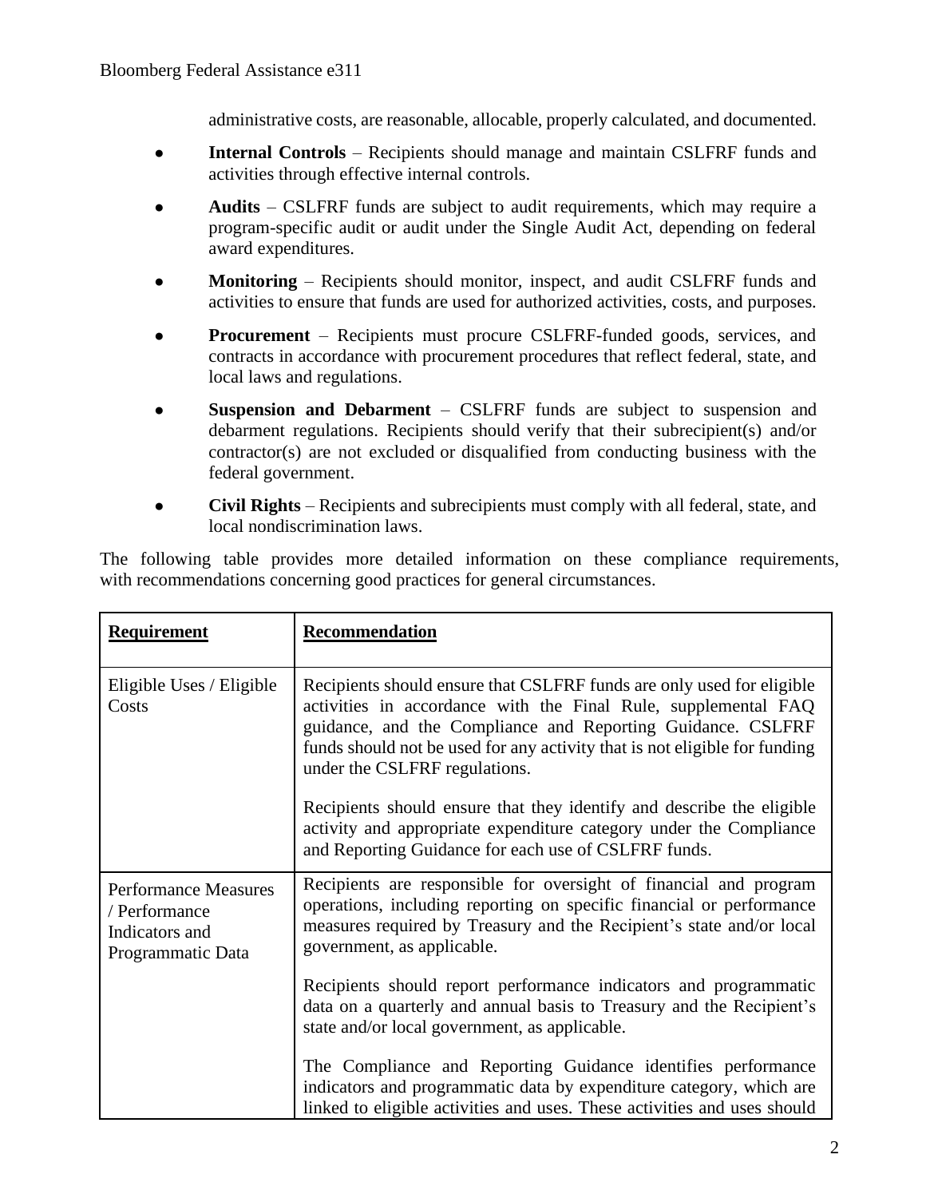administrative costs, are reasonable, allocable, properly calculated, and documented.

- **Internal Controls** – Recipients should manage and maintain CSLFRF funds and activities through effective internal controls.
- **Audits** – CSLFRF funds are subject to audit requirements, which may require a program-specific audit or audit under the Single Audit Act, depending on federal award expenditures.
- **Monitoring** – Recipients should monitor, inspect, and audit CSLFRF funds and activities to ensure that funds are used for authorized activities, costs, and purposes.
- **Procurement** – Recipients must procure CSLFRF-funded goods, services, and contracts in accordance with procurement procedures that reflect federal, state, and local laws and regulations.
- **Suspension and Debarment** – CSLFRF funds are subject to suspension and debarment regulations. Recipients should verify that their subrecipient(s) and/or contractor(s) are not excluded or disqualified from conducting business with the federal government.
- **Civil Rights** – Recipients and subrecipients must comply with all federal, state, and local nondiscrimination laws.

The following table provides more detailed information on these compliance requirements, with recommendations concerning good practices for general circumstances.

| Requirement | Recommendation |
|---|---|
| Eligible Uses / Eligible Costs | Recipients should ensure that CSLFRF funds are only used for eligible activities in accordance with the Final Rule, supplemental FAQ guidance, and the Compliance and Reporting Guidance. CSLFRF funds should not be used for any activity that is not eligible for funding under the CSLFRF regulations.<br><br>Recipients should ensure that they identify and describe the eligible activity and appropriate expenditure category under the Compliance and Reporting Guidance for each use of CSLFRF funds. |
| Performance Measures / Performance Indicators and Programmatic Data | Recipients are responsible for oversight of financial and program operations, including reporting on specific financial or performance measures required by Treasury and the Recipient's state and/or local government, as applicable.<br><br>Recipients should report performance indicators and programmatic data on a quarterly and annual basis to Treasury and the Recipient's state and/or local government, as applicable.<br><br>The Compliance and Reporting Guidance identifies performance indicators and programmatic data by expenditure category, which are linked to eligible activities and uses. These activities and uses should |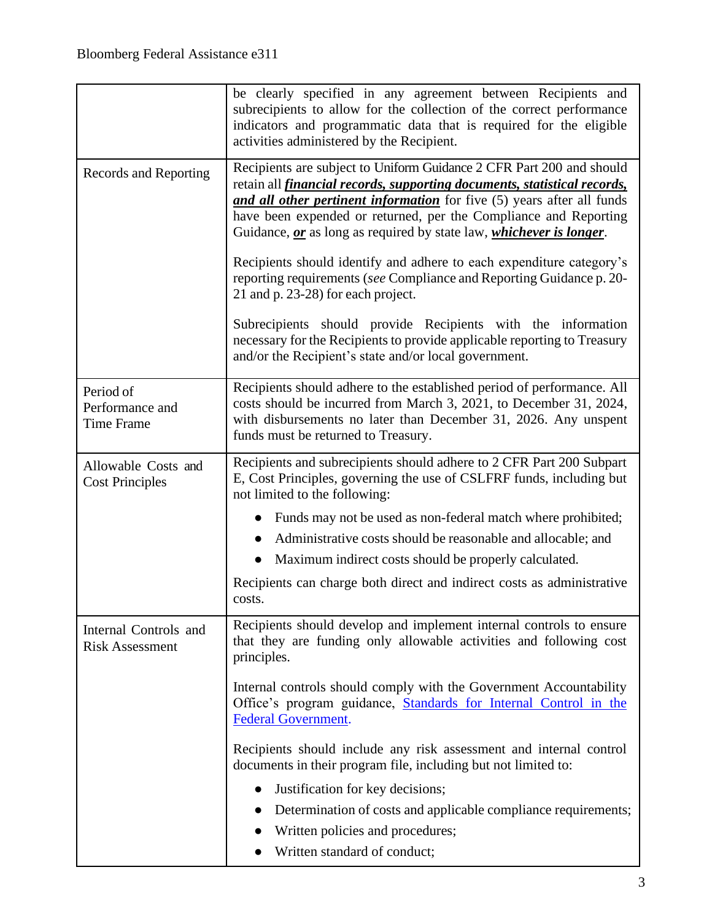| | |
|---|---|
| | be clearly specified in any agreement between Recipients and subrecipients to allow for the collection of the correct performance indicators and programmatic data that is required for the eligible activities administered by the Recipient. |
| Records and Reporting | Recipients are subject to Uniform Guidance 2 CFR Part 200 and should retain all ***financial records, supporting documents, statistical records, and all other pertinent information*** for five (5) years after all funds have been expended or returned, per the Compliance and Reporting Guidance, ***or*** as long as required by state law, ***whichever is longer***.<br><br>Recipients should identify and adhere to each expenditure category's reporting requirements (*see* Compliance and Reporting Guidance p. 20-21 and p. 23-28) for each project.<br><br>Subrecipients should provide Recipients with the information necessary for the Recipients to provide applicable reporting to Treasury and/or the Recipient's state and/or local government. |
| Period of Performance and Time Frame | Recipients should adhere to the established period of performance. All costs should be incurred from March 3, 2021, to December 31, 2024, with disbursements no later than December 31, 2026. Any unspent funds must be returned to Treasury. |
| Allowable Costs and Cost Principles | Recipients and subrecipients should adhere to 2 CFR Part 200 Subpart E, Cost Principles, governing the use of CSLFRF funds, including but not limited to the following:<br>• Funds may not be used as non-federal match where prohibited;<br>• Administrative costs should be reasonable and allocable; and<br>• Maximum indirect costs should be properly calculated.<br><br>Recipients can charge both direct and indirect costs as administrative costs. |
| Internal Controls and Risk Assessment | Recipients should develop and implement internal controls to ensure that they are funding only allowable activities and following cost principles.<br><br>Internal controls should comply with the Government Accountability Office's program guidance, [Standards for Internal Control in the Federal Government](). <br><br>Recipients should include any risk assessment and internal control documents in their program file, including but not limited to:<br>• Justification for key decisions;<br>• Determination of costs and applicable compliance requirements;<br>• Written policies and procedures;<br>• Written standard of conduct; |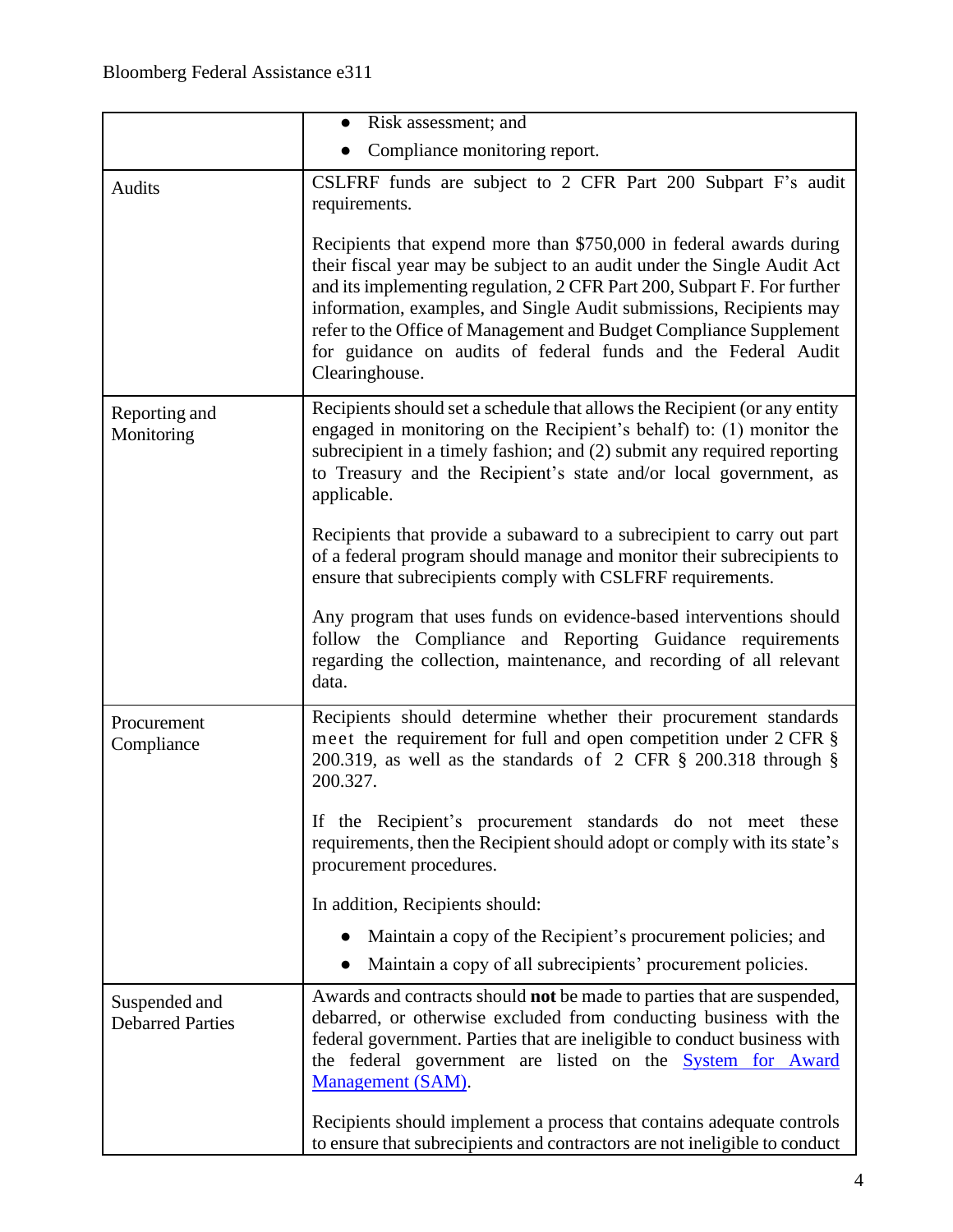| | |
|---|---|
| | • Risk assessment; and<br>• Compliance monitoring report. |
| Audits | CSLFRF funds are subject to 2 CFR Part 200 Subpart F's audit requirements.<br><br>Recipients that expend more than $750,000 in federal awards during their fiscal year may be subject to an audit under the Single Audit Act and its implementing regulation, 2 CFR Part 200, Subpart F. For further information, examples, and Single Audit submissions, Recipients may refer to the Office of Management and Budget Compliance Supplement for guidance on audits of federal funds and the Federal Audit Clearinghouse. |
| Reporting and Monitoring | Recipients should set a schedule that allows the Recipient (or any entity engaged in monitoring on the Recipient's behalf) to: (1) monitor the subrecipient in a timely fashion; and (2) submit any required reporting to Treasury and the Recipient's state and/or local government, as applicable.<br><br>Recipients that provide a subaward to a subrecipient to carry out part of a federal program should manage and monitor their subrecipients to ensure that subrecipients comply with CSLFRF requirements.<br><br>Any program that uses funds on evidence-based interventions should follow the Compliance and Reporting Guidance requirements regarding the collection, maintenance, and recording of all relevant data. |
| Procurement Compliance | Recipients should determine whether their procurement standards meet the requirement for full and open competition under 2 CFR § 200.319, as well as the standards of 2 CFR § 200.318 through § 200.327.<br><br>If the Recipient's procurement standards do not meet these requirements, then the Recipient should adopt or comply with its state's procurement procedures.<br><br>In addition, Recipients should:<br>• Maintain a copy of the Recipient's procurement policies; and<br>• Maintain a copy of all subrecipients' procurement policies. |
| Suspended and Debarred Parties | Awards and contracts should **not** be made to parties that are suspended, debarred, or otherwise excluded from conducting business with the federal government. Parties that are ineligible to conduct business with the federal government are listed on the System for Award Management (SAM).<br><br>Recipients should implement a process that contains adequate controls to ensure that subrecipients and contractors are not ineligible to conduct |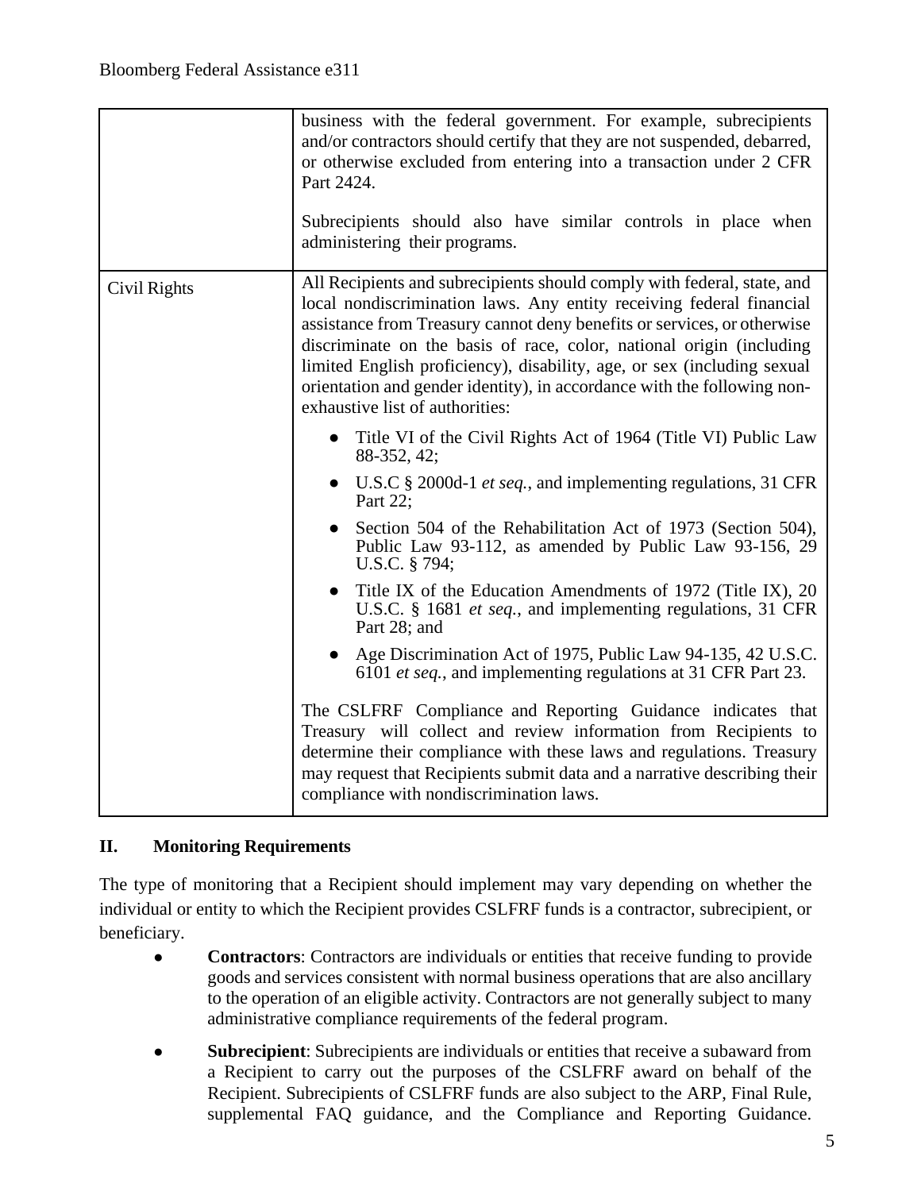| | |
|---|---|
| | business with the federal government. For example, subrecipients and/or contractors should certify that they are not suspended, debarred, or otherwise excluded from entering into a transaction under 2 CFR Part 2424.<br><br>Subrecipients should also have similar controls in place when administering their programs. |
| Civil Rights | All Recipients and subrecipients should comply with federal, state, and local nondiscrimination laws. Any entity receiving federal financial assistance from Treasury cannot deny benefits or services, or otherwise discriminate on the basis of race, color, national origin (including limited English proficiency), disability, age, or sex (including sexual orientation and gender identity), in accordance with the following non-exhaustive list of authorities:<br><br>● Title VI of the Civil Rights Act of 1964 (Title VI) Public Law 88-352, 42;<br>● U.S.C § 2000d-1 *et seq.*, and implementing regulations, 31 CFR Part 22;<br>● Section 504 of the Rehabilitation Act of 1973 (Section 504), Public Law 93-112, as amended by Public Law 93-156, 29 U.S.C. § 794;<br>● Title IX of the Education Amendments of 1972 (Title IX), 20 U.S.C. § 1681 *et seq.*, and implementing regulations, 31 CFR Part 28; and<br>● Age Discrimination Act of 1975, Public Law 94-135, 42 U.S.C. 6101 *et seq.*, and implementing regulations at 31 CFR Part 23.<br><br>The CSLFRF Compliance and Reporting Guidance indicates that Treasury will collect and review information from Recipients to determine their compliance with these laws and regulations. Treasury may request that Recipients submit data and a narrative describing their compliance with nondiscrimination laws. |

## II. Monitoring Requirements

The type of monitoring that a Recipient should implement may vary depending on whether the individual or entity to which the Recipient provides CSLFRF funds is a contractor, subrecipient, or beneficiary.

- **Contractors**: Contractors are individuals or entities that receive funding to provide goods and services consistent with normal business operations that are also ancillary to the operation of an eligible activity. Contractors are not generally subject to many administrative compliance requirements of the federal program.
- **Subrecipient**: Subrecipients are individuals or entities that receive a subaward from a Recipient to carry out the purposes of the CSLFRF award on behalf of the Recipient. Subrecipients of CSLFRF funds are also subject to the ARP, Final Rule, supplemental FAQ guidance, and the Compliance and Reporting Guidance.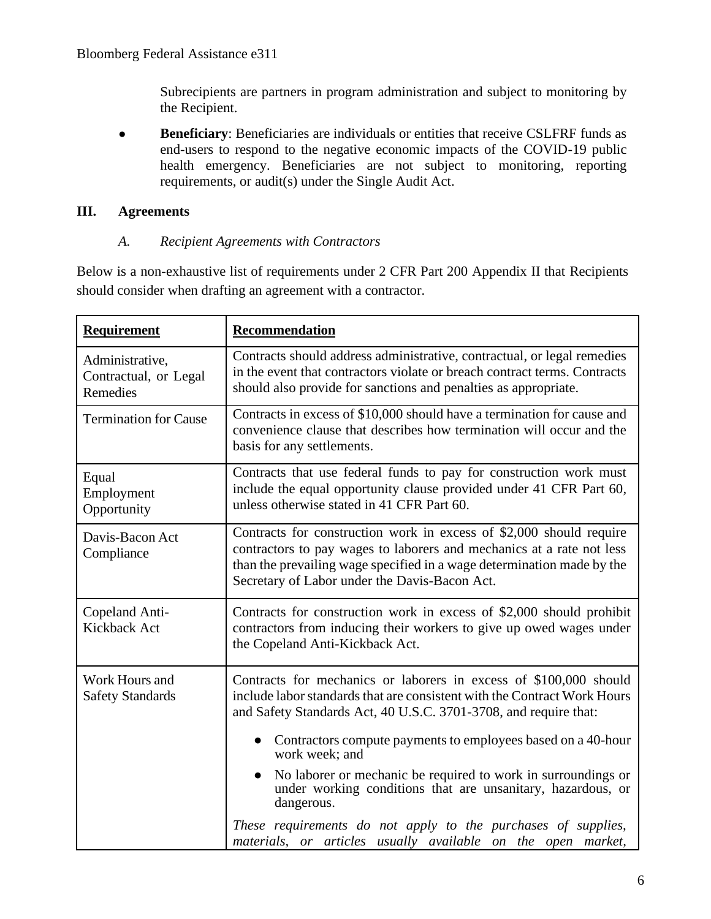Subrecipients are partners in program administration and subject to monitoring by the Recipient.

- **Beneficiary**: Beneficiaries are individuals or entities that receive CSLFRF funds as end-users to respond to the negative economic impacts of the COVID-19 public health emergency. Beneficiaries are not subject to monitoring, reporting requirements, or audit(s) under the Single Audit Act.

## III. Agreements

### *A. Recipient Agreements with Contractors*

Below is a non-exhaustive list of requirements under 2 CFR Part 200 Appendix II that Recipients should consider when drafting an agreement with a contractor.

| **Requirement** | **Recommendation** |
| --- | --- |
| Administrative, Contractual, or Legal Remedies | Contracts should address administrative, contractual, or legal remedies in the event that contractors violate or breach contract terms. Contracts should also provide for sanctions and penalties as appropriate. |
| Termination for Cause | Contracts in excess of $10,000 should have a termination for cause and convenience clause that describes how termination will occur and the basis for any settlements. |
| Equal Employment Opportunity | Contracts that use federal funds to pay for construction work must include the equal opportunity clause provided under 41 CFR Part 60, unless otherwise stated in 41 CFR Part 60. |
| Davis-Bacon Act Compliance | Contracts for construction work in excess of $2,000 should require contractors to pay wages to laborers and mechanics at a rate not less than the prevailing wage specified in a wage determination made by the Secretary of Labor under the Davis-Bacon Act. |
| Copeland Anti-Kickback Act | Contracts for construction work in excess of $2,000 should prohibit contractors from inducing their workers to give up owed wages under the Copeland Anti-Kickback Act. |
| Work Hours and Safety Standards | Contracts for mechanics or laborers in excess of $100,000 should include labor standards that are consistent with the Contract Work Hours and Safety Standards Act, 40 U.S.C. 3701-3708, and require that: <br> • Contractors compute payments to employees based on a 40-hour work week; and <br> • No laborer or mechanic be required to work in surroundings or under working conditions that are unsanitary, hazardous, or dangerous. <br> *These requirements do not apply to the purchases of supplies, materials, or articles usually available on the open market,* |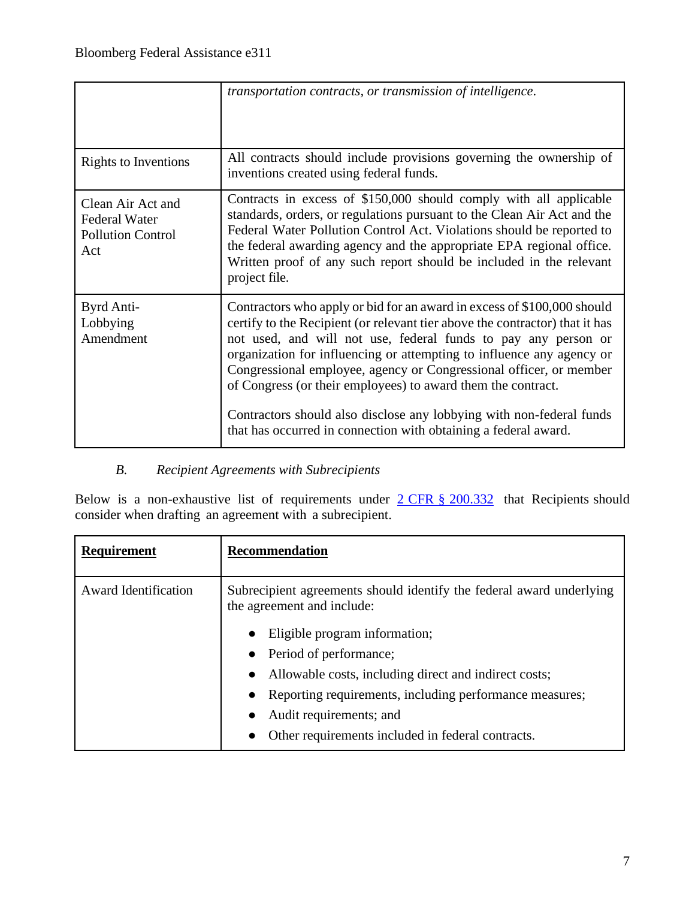| | |
|---|---|
| | *transportation contracts, or transmission of intelligence.* |
| Rights to Inventions | All contracts should include provisions governing the ownership of inventions created using federal funds. |
| Clean Air Act and Federal Water Pollution Control Act | Contracts in excess of $150,000 should comply with all applicable standards, orders, or regulations pursuant to the Clean Air Act and the Federal Water Pollution Control Act. Violations should be reported to the federal awarding agency and the appropriate EPA regional office. Written proof of any such report should be included in the relevant project file. |
| Byrd Anti-Lobbying Amendment | Contractors who apply or bid for an award in excess of $100,000 should certify to the Recipient (or relevant tier above the contractor) that it has not used, and will not use, federal funds to pay any person or organization for influencing or attempting to influence any agency or Congressional employee, agency or Congressional officer, or member of Congress (or their employees) to award them the contract.<br><br>Contractors should also disclose any lobbying with non-federal funds that has occurred in connection with obtaining a federal award. |

### *B. Recipient Agreements with Subrecipients*

Below is a non-exhaustive list of requirements under [2 CFR § 200.332](2 CFR § 200.332) that Recipients should consider when drafting an agreement with a subrecipient.

| **Requirement** | **Recommendation** |
|---|---|
| Award Identification | Subrecipient agreements should identify the federal award underlying the agreement and include:<br>• Eligible program information;<br>• Period of performance;<br>• Allowable costs, including direct and indirect costs;<br>• Reporting requirements, including performance measures;<br>• Audit requirements; and<br>• Other requirements included in federal contracts. |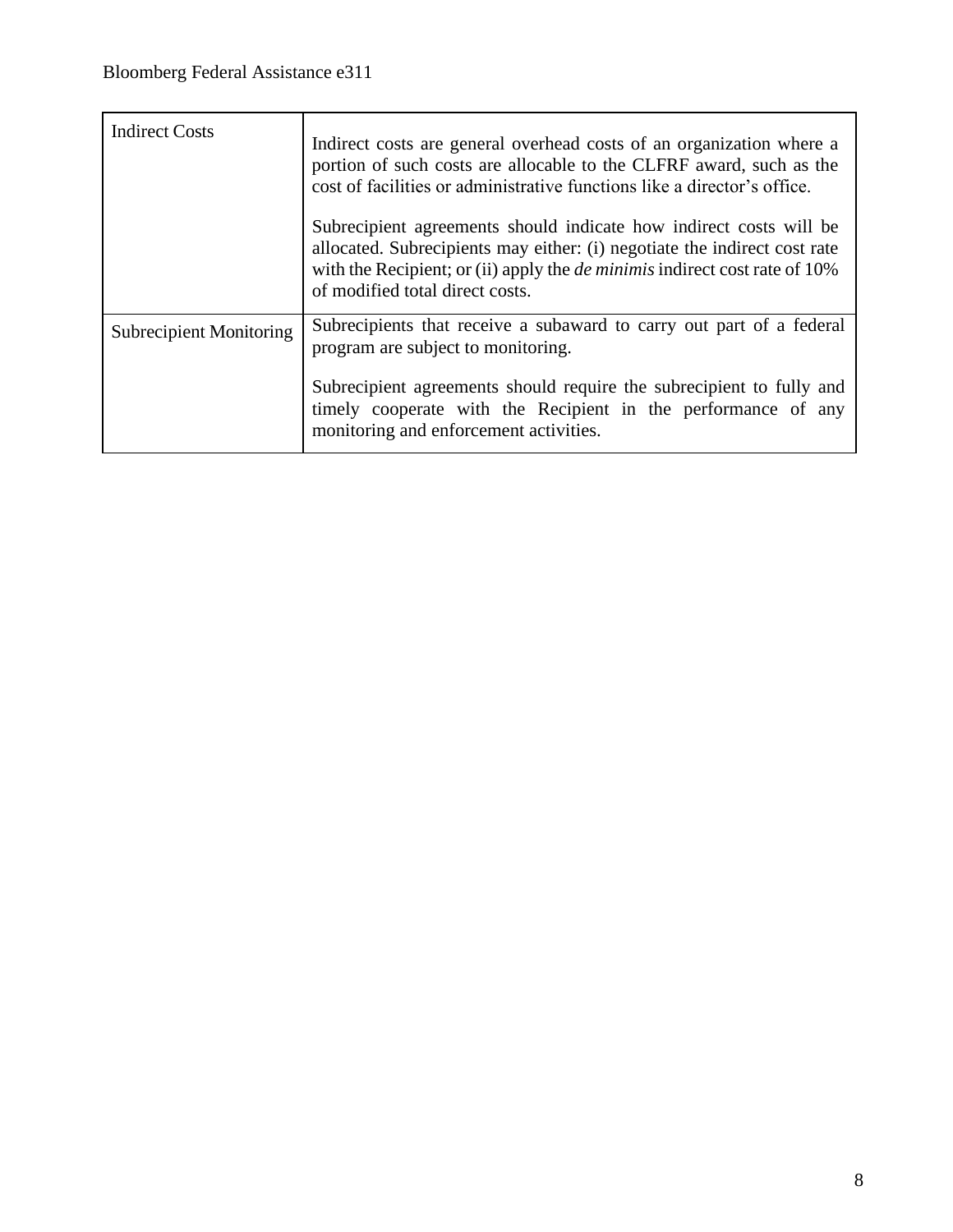| Indirect Costs | Indirect costs are general overhead costs of an organization where a portion of such costs are allocable to the CLFRF award, such as the cost of facilities or administrative functions like a director's office.<br><br>Subrecipient agreements should indicate how indirect costs will be allocated. Subrecipients may either: (i) negotiate the indirect cost rate with the Recipient; or (ii) apply the *de minimis* indirect cost rate of 10% of modified total direct costs. |
|---|---|
| Subrecipient Monitoring | Subrecipients that receive a subaward to carry out part of a federal program are subject to monitoring.<br><br>Subrecipient agreements should require the subrecipient to fully and timely cooperate with the Recipient in the performance of any monitoring and enforcement activities. |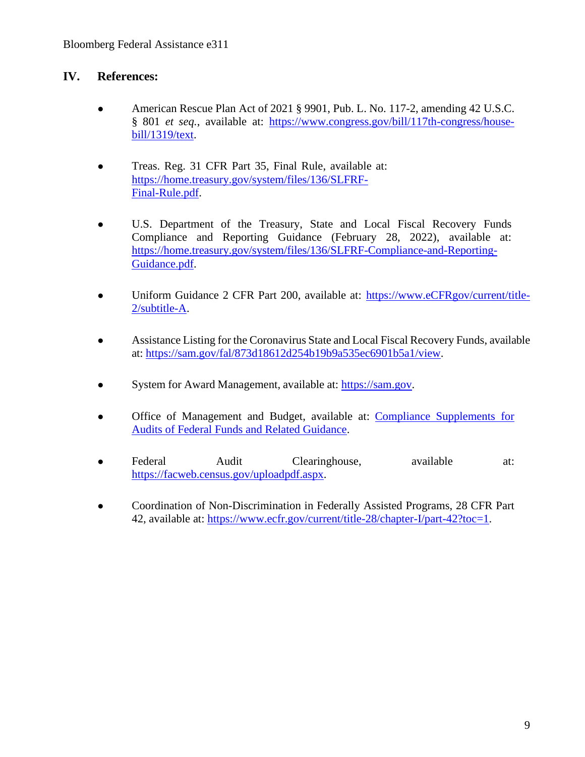## IV. References:

- American Rescue Plan Act of 2021 § 9901, Pub. L. No. 117-2, amending 42 U.S.C. § 801 *et seq.*, available at: https://www.congress.gov/bill/117th-congress/house-bill/1319/text.

- Treas. Reg. 31 CFR Part 35, Final Rule, available at: https://home.treasury.gov/system/files/136/SLFRF-Final-Rule.pdf.

- U.S. Department of the Treasury, State and Local Fiscal Recovery Funds Compliance and Reporting Guidance (February 28, 2022), available at: https://home.treasury.gov/system/files/136/SLFRF-Compliance-and-Reporting-Guidance.pdf.

- Uniform Guidance 2 CFR Part 200, available at: https://www.eCFRgov/current/title-2/subtitle-A.

- Assistance Listing for the Coronavirus State and Local Fiscal Recovery Funds, available at: https://sam.gov/fal/873d18612d254b19b9a535ec6901b5a1/view.

- System for Award Management, available at: https://sam.gov.

- Office of Management and Budget, available at: Compliance Supplements for Audits of Federal Funds and Related Guidance.

- Federal Audit Clearinghouse, available at: https://facweb.census.gov/uploadpdf.aspx.

- Coordination of Non-Discrimination in Federally Assisted Programs, 28 CFR Part 42, available at: https://www.ecfr.gov/current/title-28/chapter-I/part-42?toc=1.